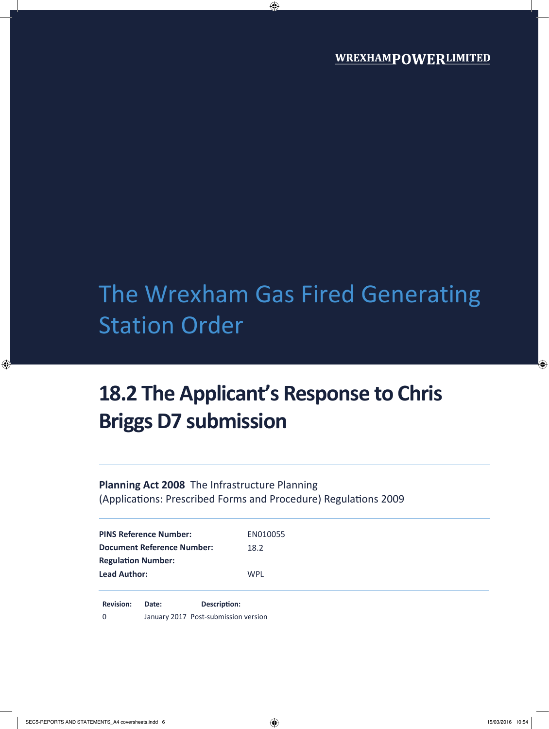WREXHAM POWER LIMITED

# The Wrexham Gas Fired Generating Station Order

## 18.2 The Applicant's Response to Chris Briggs D7 submission

**Planning Act 2008** The Infrastructure Planning (Applications: Prescribed Forms and Procedure) Regulations 2009

| | |
|---|---|
| **PINS Reference Number:** | EN010055 |
| **Document Reference Number:** | 18.2 |
| **Regulation Number:** | |
| **Lead Author:** | WPL |

| **Revision:** | **Date:** | **Description:** |
|---|---|---|
| 0 | January 2017 | Post-submission version |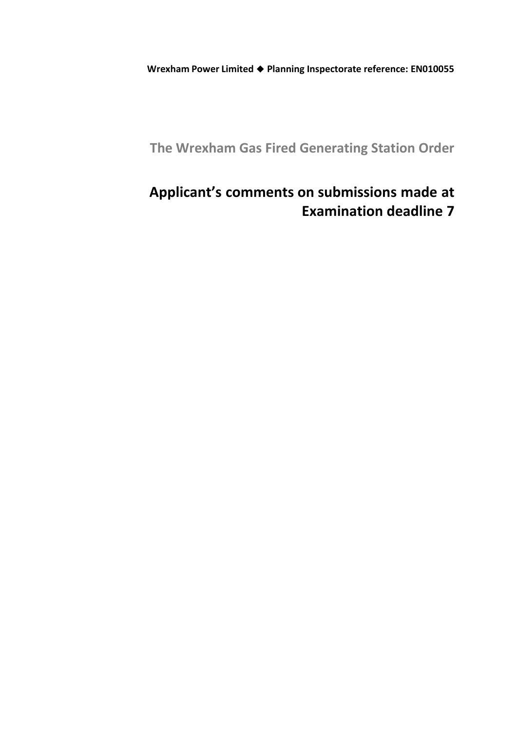**Wrexham Power Limited ◆ Planning Inspectorate reference: EN010055**

## The Wrexham Gas Fired Generating Station Order

# Applicant's comments on submissions made at Examination deadline 7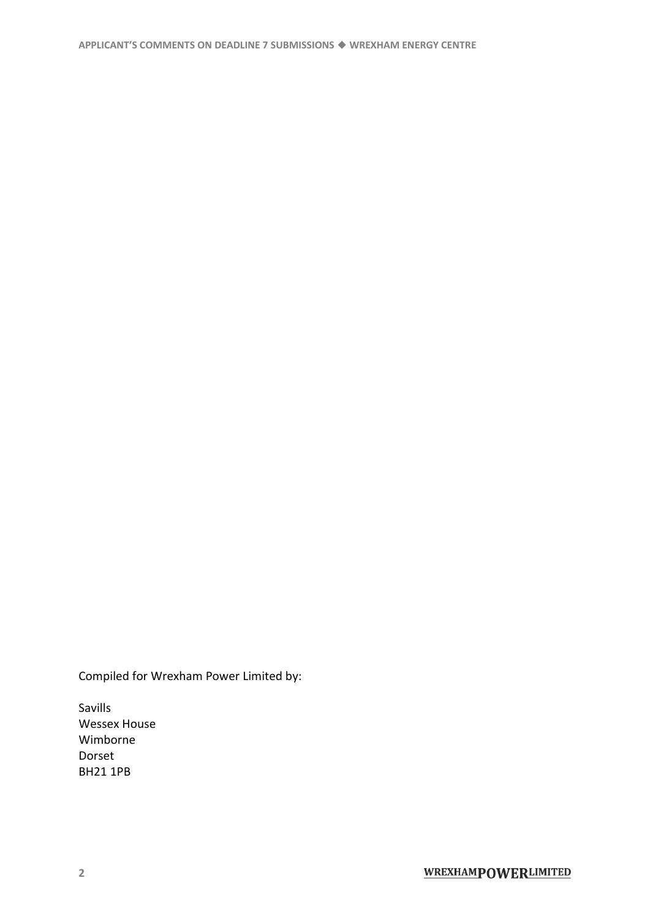Compiled for Wrexham Power Limited by:

Savills
Wessex House
Wimborne
Dorset
BH21 1PB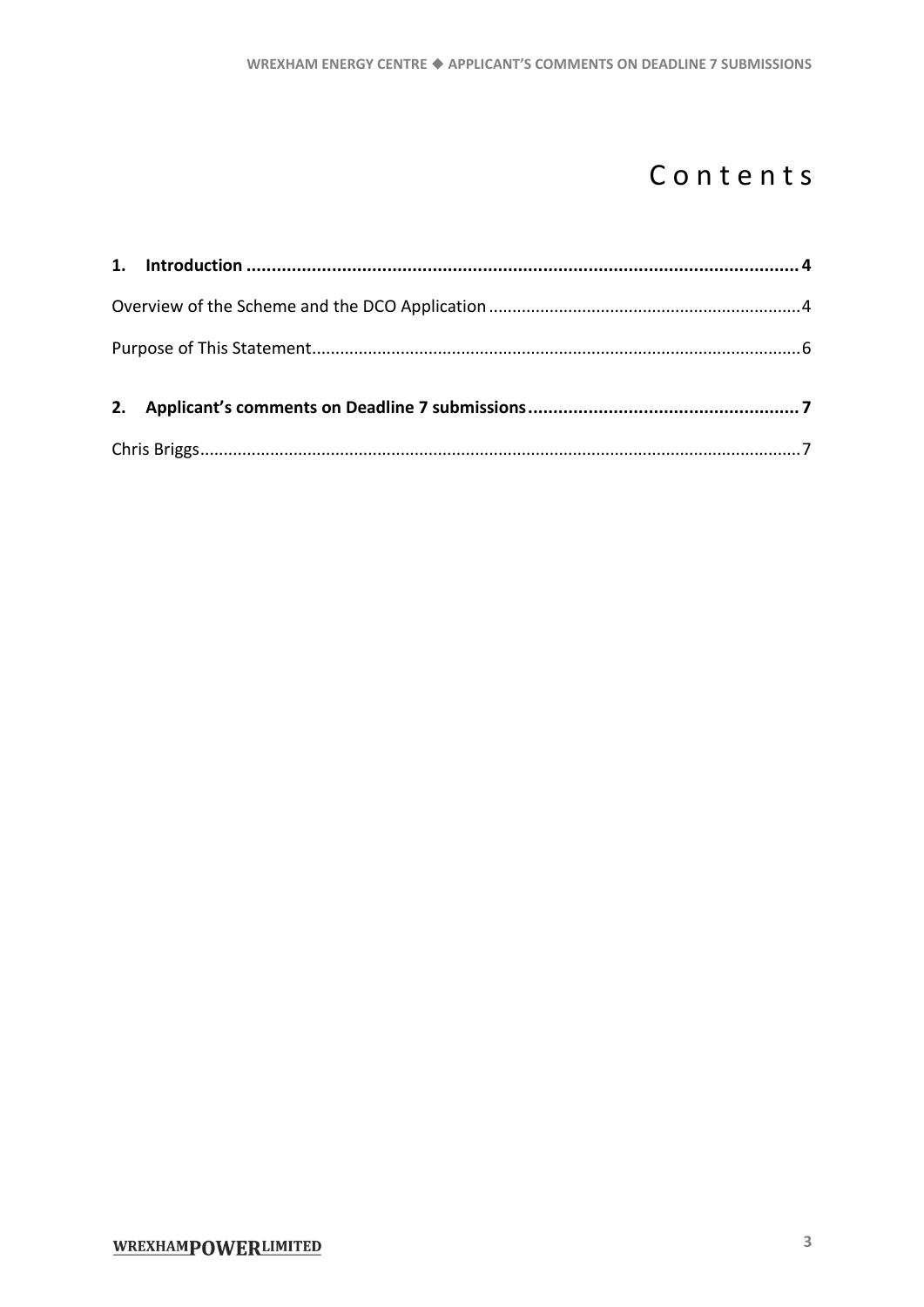# Contents

**1. Introduction ........................................................................................................ 4**

Overview of the Scheme and the DCO Application ........................................................ 4

Purpose of This Statement.............................................................................................. 6

**2. Applicant's comments on Deadline 7 submissions .................................................... 7**

Chris Briggs....................................................................................................................... 7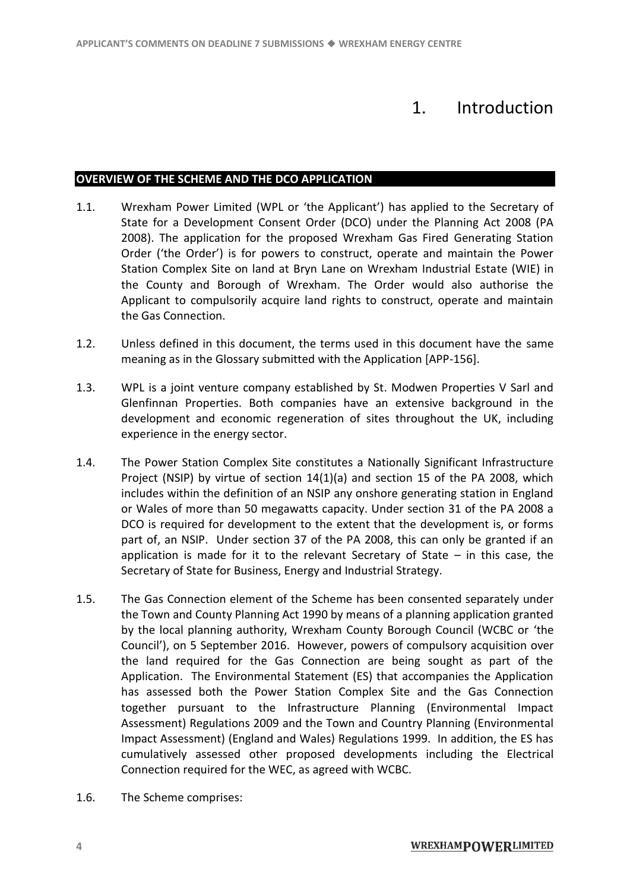# 1. Introduction

## OVERVIEW OF THE SCHEME AND THE DCO APPLICATION

1.1. Wrexham Power Limited (WPL or 'the Applicant') has applied to the Secretary of State for a Development Consent Order (DCO) under the Planning Act 2008 (PA 2008). The application for the proposed Wrexham Gas Fired Generating Station Order ('the Order') is for powers to construct, operate and maintain the Power Station Complex Site on land at Bryn Lane on Wrexham Industrial Estate (WIE) in the County and Borough of Wrexham. The Order would also authorise the Applicant to compulsorily acquire land rights to construct, operate and maintain the Gas Connection.

1.2. Unless defined in this document, the terms used in this document have the same meaning as in the Glossary submitted with the Application [APP-156].

1.3. WPL is a joint venture company established by St. Modwen Properties V Sarl and Glenfinnan Properties. Both companies have an extensive background in the development and economic regeneration of sites throughout the UK, including experience in the energy sector.

1.4. The Power Station Complex Site constitutes a Nationally Significant Infrastructure Project (NSIP) by virtue of section 14(1)(a) and section 15 of the PA 2008, which includes within the definition of an NSIP any onshore generating station in England or Wales of more than 50 megawatts capacity. Under section 31 of the PA 2008 a DCO is required for development to the extent that the development is, or forms part of, an NSIP. Under section 37 of the PA 2008, this can only be granted if an application is made for it to the relevant Secretary of State – in this case, the Secretary of State for Business, Energy and Industrial Strategy.

1.5. The Gas Connection element of the Scheme has been consented separately under the Town and County Planning Act 1990 by means of a planning application granted by the local planning authority, Wrexham County Borough Council (WCBC or 'the Council'), on 5 September 2016. However, powers of compulsory acquisition over the land required for the Gas Connection are being sought as part of the Application. The Environmental Statement (ES) that accompanies the Application has assessed both the Power Station Complex Site and the Gas Connection together pursuant to the Infrastructure Planning (Environmental Impact Assessment) Regulations 2009 and the Town and Country Planning (Environmental Impact Assessment) (England and Wales) Regulations 1999. In addition, the ES has cumulatively assessed other proposed developments including the Electrical Connection required for the WEC, as agreed with WCBC.

1.6. The Scheme comprises: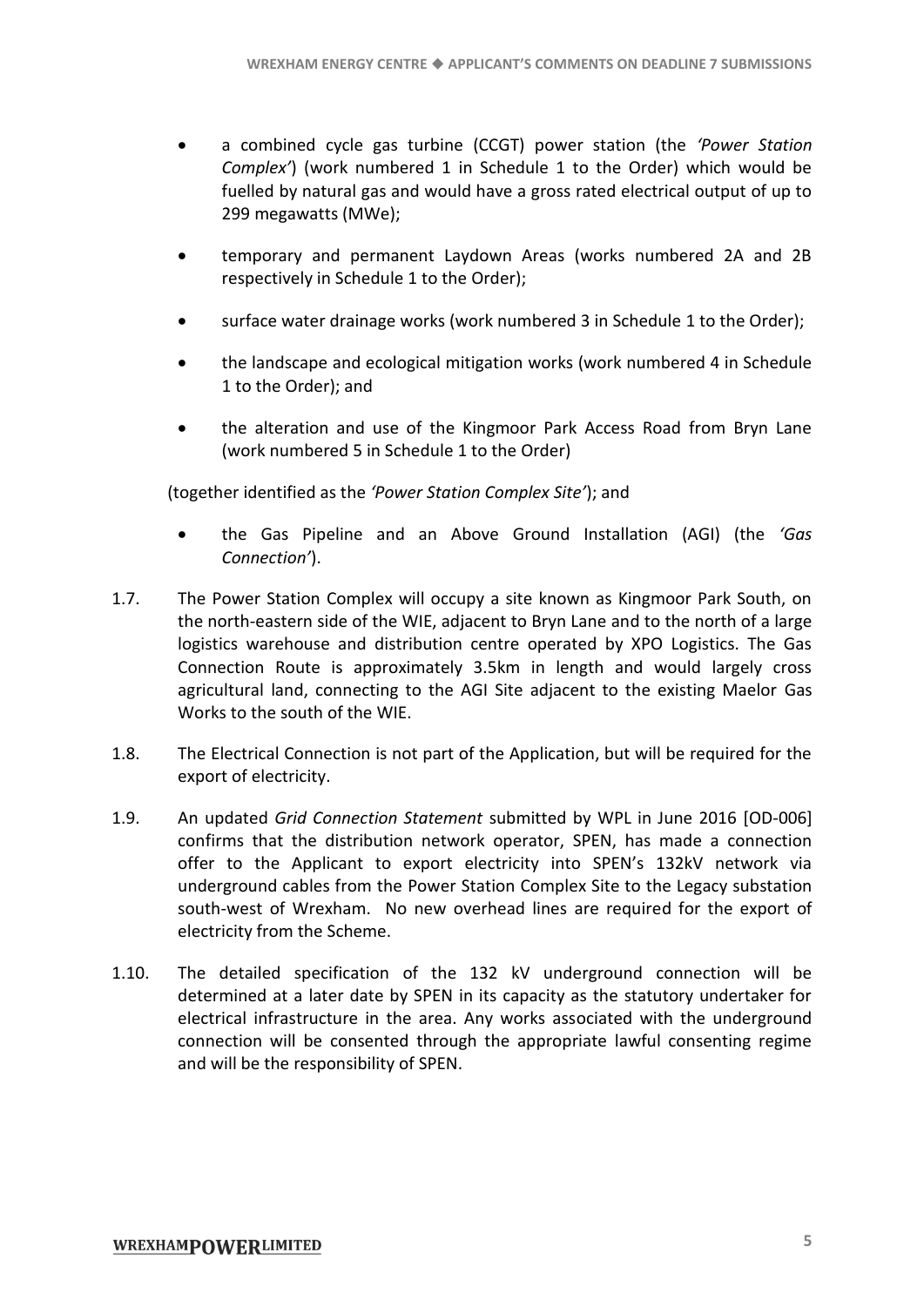- a combined cycle gas turbine (CCGT) power station (the *'Power Station Complex'*) (work numbered 1 in Schedule 1 to the Order) which would be fuelled by natural gas and would have a gross rated electrical output of up to 299 megawatts (MWe);
- temporary and permanent Laydown Areas (works numbered 2A and 2B respectively in Schedule 1 to the Order);
- surface water drainage works (work numbered 3 in Schedule 1 to the Order);
- the landscape and ecological mitigation works (work numbered 4 in Schedule 1 to the Order); and
- the alteration and use of the Kingmoor Park Access Road from Bryn Lane (work numbered 5 in Schedule 1 to the Order)

(together identified as the *'Power Station Complex Site'*); and

- the Gas Pipeline and an Above Ground Installation (AGI) (the *'Gas Connection'*).

1.7. The Power Station Complex will occupy a site known as Kingmoor Park South, on the north-eastern side of the WIE, adjacent to Bryn Lane and to the north of a large logistics warehouse and distribution centre operated by XPO Logistics. The Gas Connection Route is approximately 3.5km in length and would largely cross agricultural land, connecting to the AGI Site adjacent to the existing Maelor Gas Works to the south of the WIE.

1.8. The Electrical Connection is not part of the Application, but will be required for the export of electricity.

1.9. An updated *Grid Connection Statement* submitted by WPL in June 2016 [OD-006] confirms that the distribution network operator, SPEN, has made a connection offer to the Applicant to export electricity into SPEN's 132kV network via underground cables from the Power Station Complex Site to the Legacy substation south-west of Wrexham. No new overhead lines are required for the export of electricity from the Scheme.

1.10. The detailed specification of the 132 kV underground connection will be determined at a later date by SPEN in its capacity as the statutory undertaker for electrical infrastructure in the area. Any works associated with the underground connection will be consented through the appropriate lawful consenting regime and will be the responsibility of SPEN.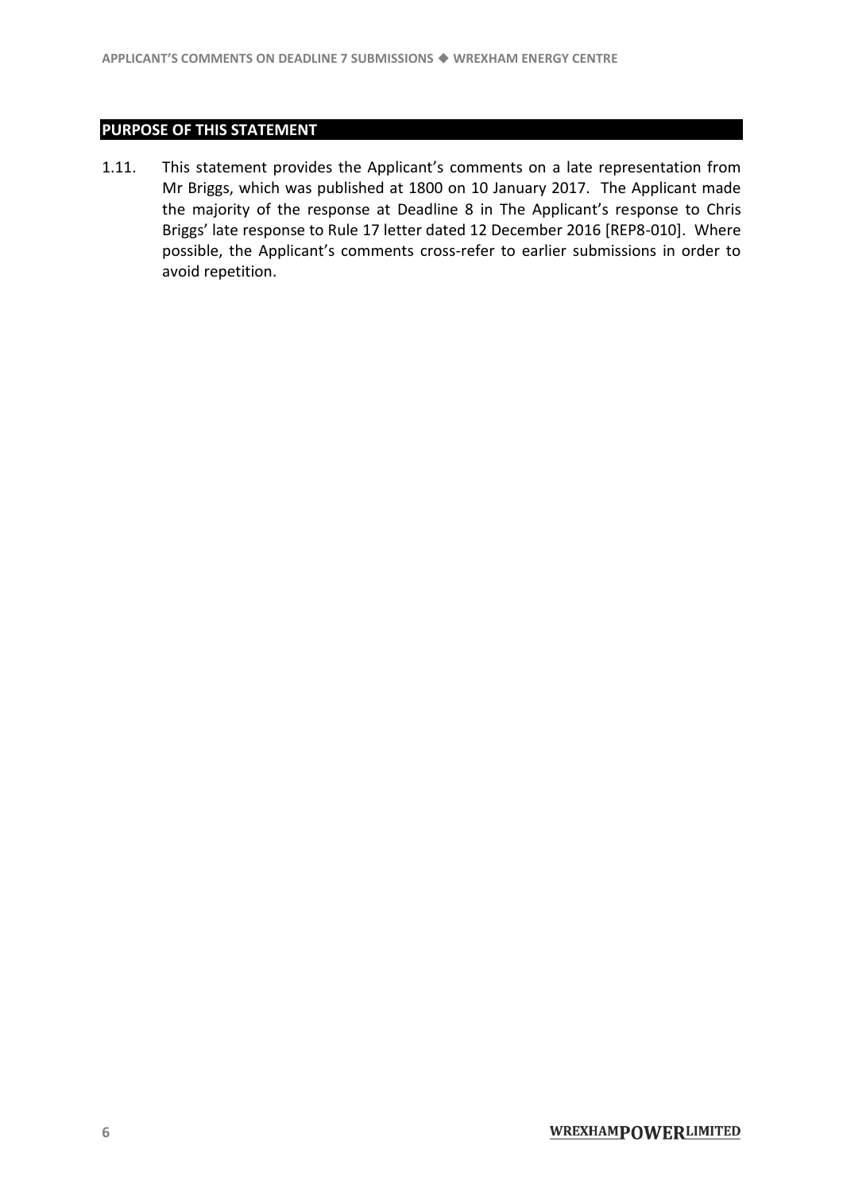## PURPOSE OF THIS STATEMENT

1.11. This statement provides the Applicant's comments on a late representation from Mr Briggs, which was published at 1800 on 10 January 2017. The Applicant made the majority of the response at Deadline 8 in The Applicant's response to Chris Briggs' late response to Rule 17 letter dated 12 December 2016 [REP8-010]. Where possible, the Applicant's comments cross-refer to earlier submissions in order to avoid repetition.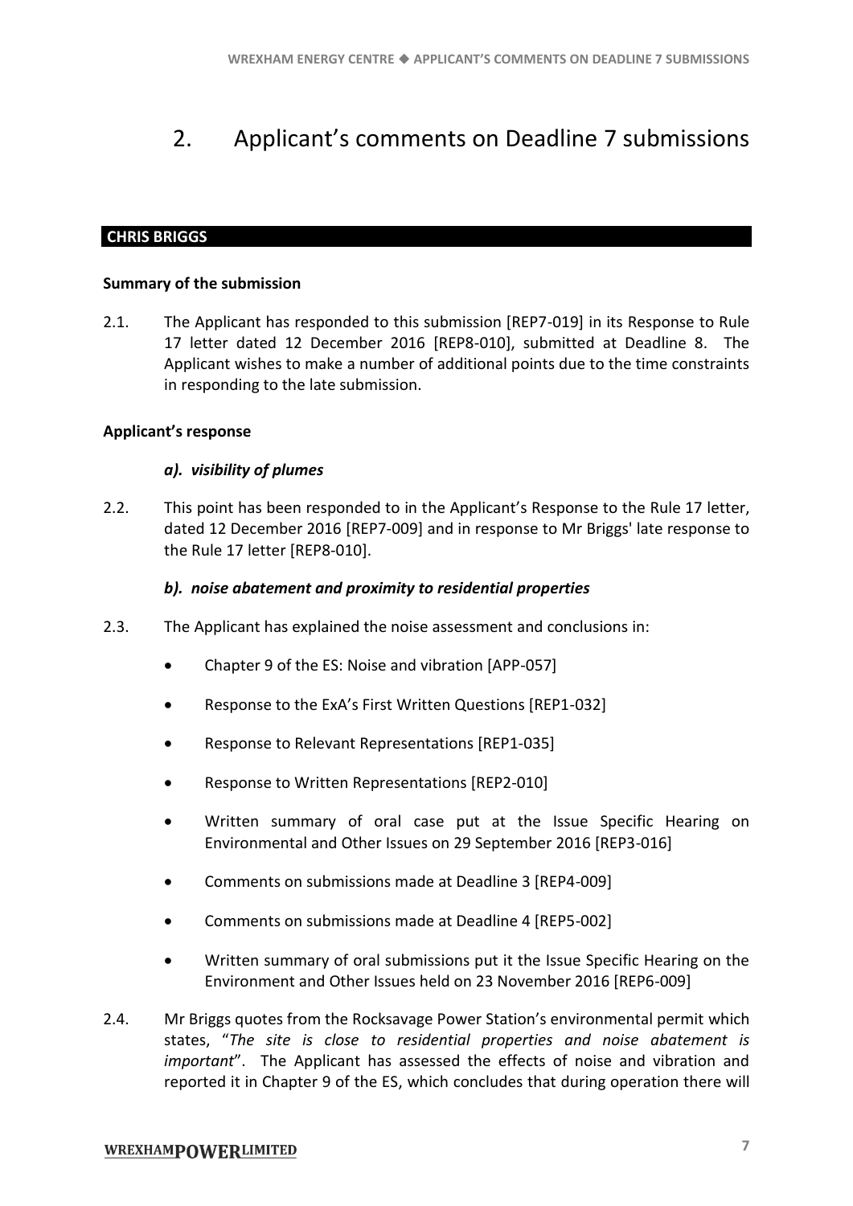# 2. Applicant's comments on Deadline 7 submissions

## CHRIS BRIGGS

**Summary of the submission**

2.1. The Applicant has responded to this submission [REP7-019] in its Response to Rule 17 letter dated 12 December 2016 [REP8-010], submitted at Deadline 8. The Applicant wishes to make a number of additional points due to the time constraints in responding to the late submission.

**Applicant's response**

***a). visibility of plumes***

2.2. This point has been responded to in the Applicant's Response to the Rule 17 letter, dated 12 December 2016 [REP7-009] and in response to Mr Briggs' late response to the Rule 17 letter [REP8-010].

***b). noise abatement and proximity to residential properties***

2.3. The Applicant has explained the noise assessment and conclusions in:

- Chapter 9 of the ES: Noise and vibration [APP-057]
- Response to the ExA's First Written Questions [REP1-032]
- Response to Relevant Representations [REP1-035]
- Response to Written Representations [REP2-010]
- Written summary of oral case put at the Issue Specific Hearing on Environmental and Other Issues on 29 September 2016 [REP3-016]
- Comments on submissions made at Deadline 3 [REP4-009]
- Comments on submissions made at Deadline 4 [REP5-002]
- Written summary of oral submissions put it the Issue Specific Hearing on the Environment and Other Issues held on 23 November 2016 [REP6-009]

2.4. Mr Briggs quotes from the Rocksavage Power Station's environmental permit which states, "*The site is close to residential properties and noise abatement is important*". The Applicant has assessed the effects of noise and vibration and reported it in Chapter 9 of the ES, which concludes that during operation there will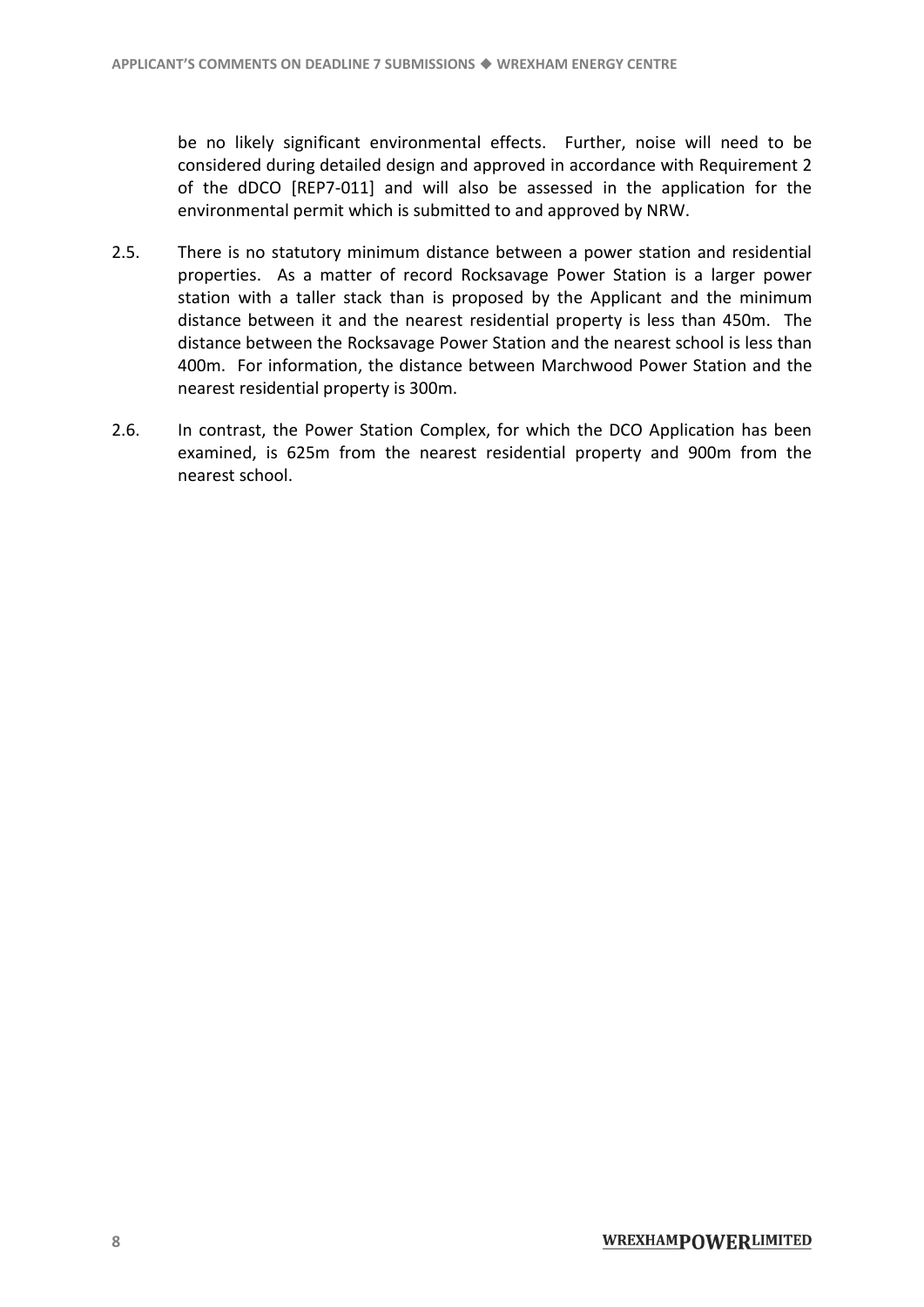be no likely significant environmental effects. Further, noise will need to be considered during detailed design and approved in accordance with Requirement 2 of the dDCO [REP7-011] and will also be assessed in the application for the environmental permit which is submitted to and approved by NRW.

2.5. There is no statutory minimum distance between a power station and residential properties. As a matter of record Rocksavage Power Station is a larger power station with a taller stack than is proposed by the Applicant and the minimum distance between it and the nearest residential property is less than 450m. The distance between the Rocksavage Power Station and the nearest school is less than 400m. For information, the distance between Marchwood Power Station and the nearest residential property is 300m.

2.6. In contrast, the Power Station Complex, for which the DCO Application has been examined, is 625m from the nearest residential property and 900m from the nearest school.